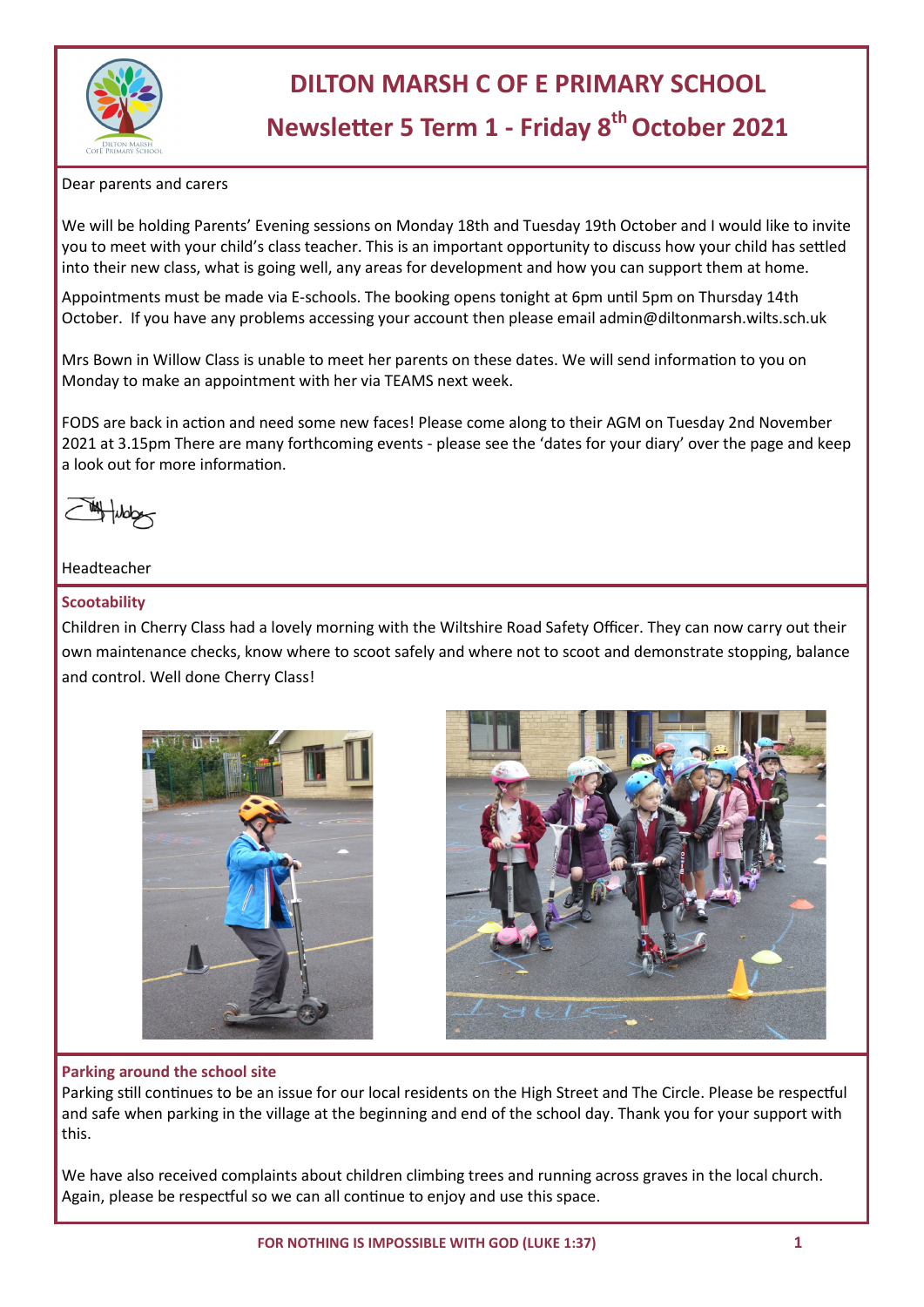# DILTON MARSH C OF E PRIMARY SCHOOL

## Newsletter 5 Term 1 - Friday 8th October 2021

Dear parents and carers

We will be holding Parents' Evening sessions on Monday 18th and Tuesday 19th October and I would like to invite you to meet with your child's class teacher. This is an important opportunity to discuss how your child has settled into their new class, what is going well, any areas for development and how you can support them at home.

Appointments must be made via E-schools. The booking opens tonight at 6pm until 5pm on Thursday 14th October. If you have any problems accessing your account then please email admin@diltonmarsh.wilts.sch.uk

Mrs Bown in Willow Class is unable to meet her parents on these dates. We will send information to you on Monday to make an appointment with her via TEAMS next week.

FODS are back in action and need some new faces! Please come along to their AGM on Tuesday 2nd November 2021 at 3.15pm There are many forthcoming events - please see the 'dates for your diary' over the page and keep a look out for more information.

Headteacher

### Scootability

Children in Cherry Class had a lovely morning with the Wiltshire Road Safety Officer. They can now carry out their own maintenance checks, know where to scoot safely and where not to scoot and demonstrate stopping, balance and control. Well done Cherry Class!

### Parking around the school site

Parking still continues to be an issue for our local residents on the High Street and The Circle. Please be respectful and safe when parking in the village at the beginning and end of the school day. Thank you for your support with this.

We have also received complaints about children climbing trees and running across graves in the local church. Again, please be respectful so we can all continue to enjoy and use this space.

FOR NOTHING IS IMPOSSIBLE WITH GOD (LUKE 1:37)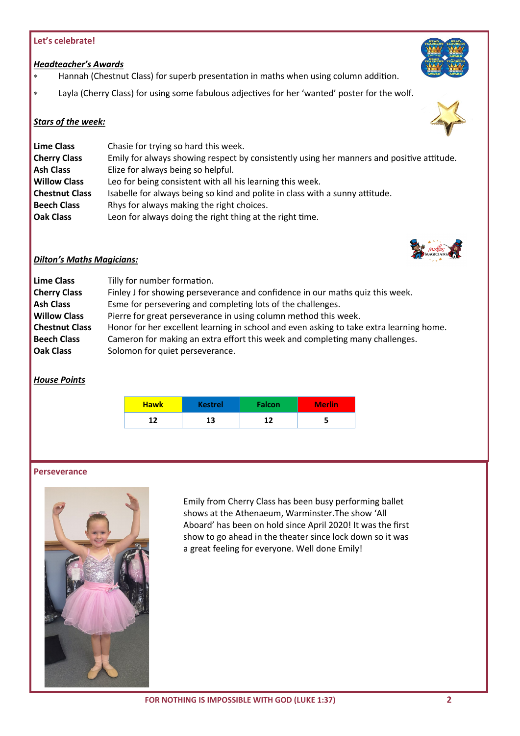## Let's celebrate!

### ***Headteacher's Awards***

- Hannah (Chestnut Class) for superb presentation in maths when using column addition.
- Layla (Cherry Class) for using some fabulous adjectives for her 'wanted' poster for the wolf.

### ***Stars of the week:***

**Lime Class** Chasie for trying so hard this week.
**Cherry Class** Emily for always showing respect by consistently using her manners and positive attitude.
**Ash Class** Elize for always being so helpful.
**Willow Class** Leo for being consistent with all his learning this week.
**Chestnut Class** Isabelle for always being so kind and polite in class with a sunny attitude.
**Beech Class** Rhys for always making the right choices.
**Oak Class** Leon for always doing the right thing at the right time.

### ***Dilton's Maths Magicians:***

**Lime Class** Tilly for number formation.
**Cherry Class** Finley J for showing perseverance and confidence in our maths quiz this week.
**Ash Class** Esme for persevering and completing lots of the challenges.
**Willow Class** Pierre for great perseverance in using column method this week.
**Chestnut Class** Honor for her excellent learning in school and even asking to take extra learning home.
**Beech Class** Cameron for making an extra effort this week and completing many challenges.
**Oak Class** Solomon for quiet perseverance.

### ***House Points***

| Hawk | Kestrel | Falcon | Merlin |
|---|---|---|---|
| 12 | 13 | 12 | 5 |

## Perseverance

Emily from Cherry Class has been busy performing ballet shows at the Athenaeum, Warminster.The show 'All Aboard' has been on hold since April 2020! It was the first show to go ahead in the theater since lock down so it was a great feeling for everyone. Well done Emily!

**FOR NOTHING IS IMPOSSIBLE WITH GOD (LUKE 1:37)**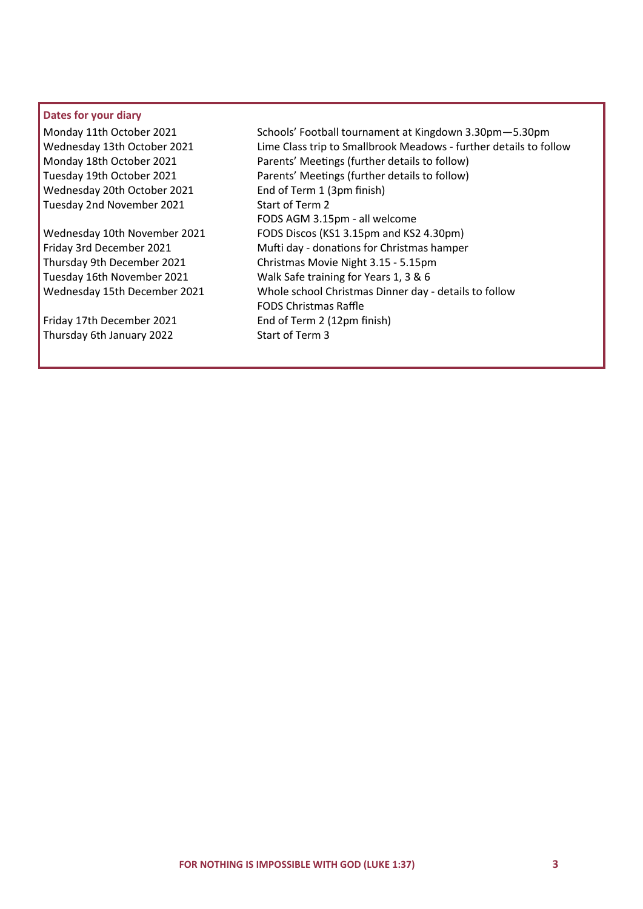**Dates for your diary**

| | |
|---|---|
| Monday 11th October 2021 | Schools' Football tournament at Kingdown 3.30pm—5.30pm |
| Wednesday 13th October 2021 | Lime Class trip to Smallbrook Meadows - further details to follow |
| Monday 18th October 2021 | Parents' Meetings (further details to follow) |
| Tuesday 19th October 2021 | Parents' Meetings (further details to follow) |
| Wednesday 20th October 2021 | End of Term 1 (3pm finish) |
| Tuesday 2nd November 2021 | Start of Term 2 |
| | FODS AGM 3.15pm - all welcome |
| Wednesday 10th November 2021 | FODS Discos (KS1 3.15pm and KS2 4.30pm) |
| Friday 3rd December 2021 | Mufti day - donations for Christmas hamper |
| Thursday 9th December 2021 | Christmas Movie Night 3.15 - 5.15pm |
| Tuesday 16th November 2021 | Walk Safe training for Years 1, 3 & 6 |
| Wednesday 15th December 2021 | Whole school Christmas Dinner day - details to follow |
| | FODS Christmas Raffle |
| Friday 17th December 2021 | End of Term 2 (12pm finish) |
| Thursday 6th January 2022 | Start of Term 3 |